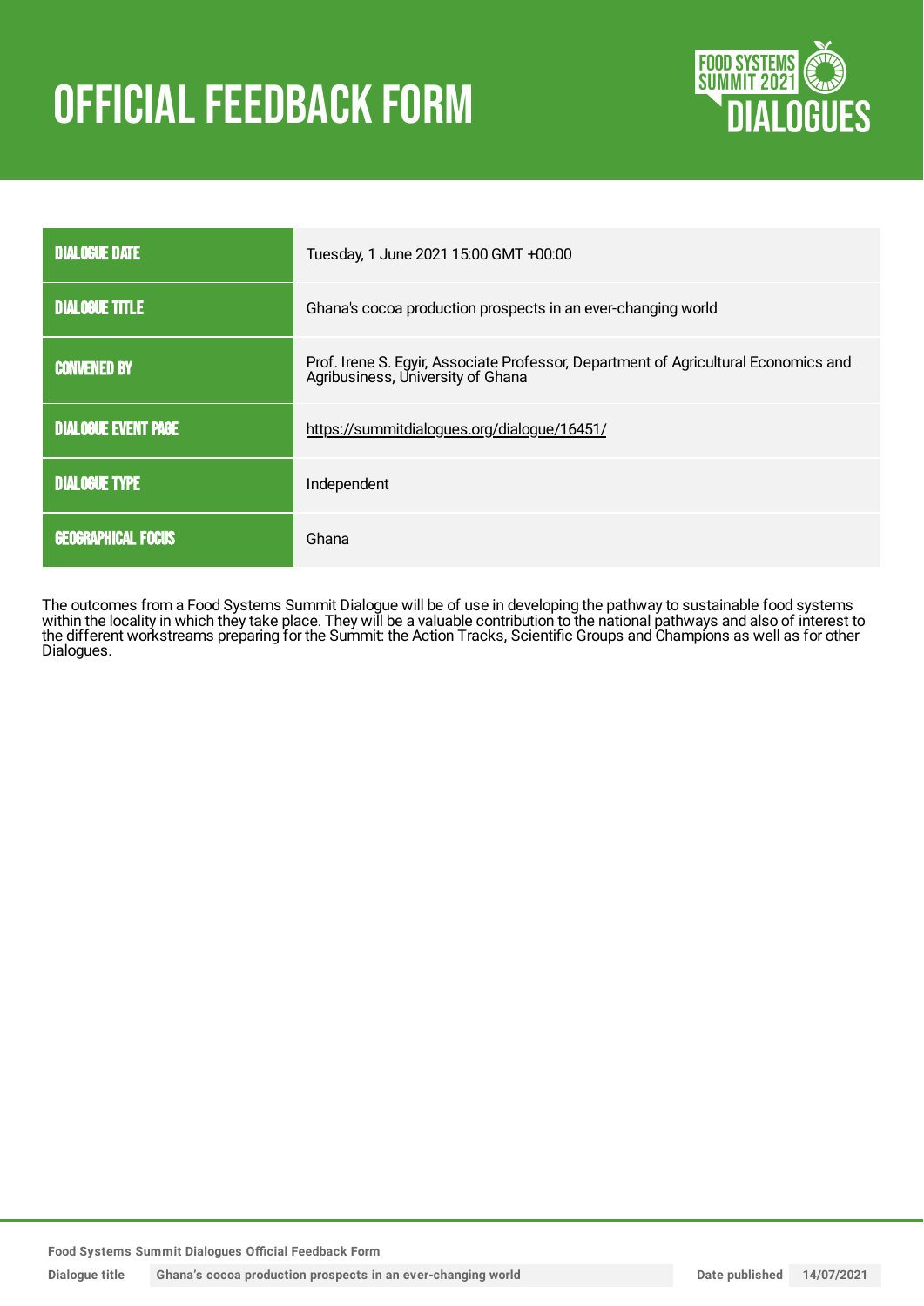# OFFICIAL FEEDBACK FORM

| | |
|---|---|
| **DIALOGUE DATE** | Tuesday, 1 June 2021 15:00 GMT +00:00 |
| **DIALOGUE TITLE** | Ghana's cocoa production prospects in an ever-changing world |
| **CONVENED BY** | Prof. Irene S. Egyir, Associate Professor, Department of Agricultural Economics and Agribusiness, University of Ghana |
| **DIALOGUE EVENT PAGE** | https://summitdialogues.org/dialogue/16451/ |
| **DIALOGUE TYPE** | Independent |
| **GEOGRAPHICAL FOCUS** | Ghana |

The outcomes from a Food Systems Summit Dialogue will be of use in developing the pathway to sustainable food systems within the locality in which they take place. They will be a valuable contribution to the national pathways and also of interest to the different workstreams preparing for the Summit: the Action Tracks, Scientific Groups and Champions as well as for other Dialogues.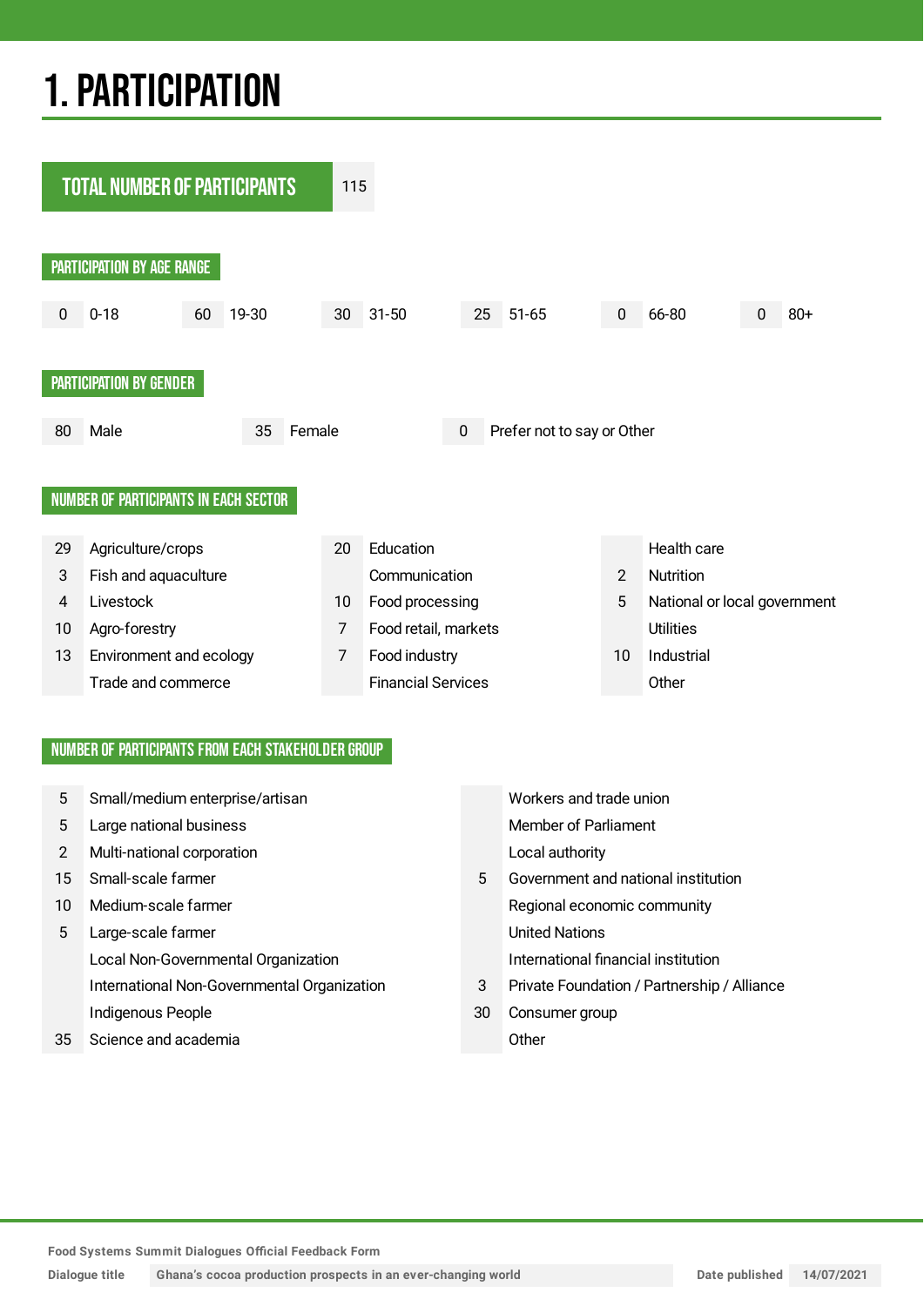# 1. PARTICIPATION

## TOTAL NUMBER OF PARTICIPANTS

115

### PARTICIPATION BY AGE RANGE

| Count | Age range |
|---|---|
| 0 | 0-18 |
| 60 | 19-30 |
| 30 | 31-50 |
| 25 | 51-65 |
| 0 | 66-80 |
| 0 | 80+ |

### PARTICIPATION BY GENDER

| Count | Gender |
|---|---|
| 80 | Male |
| 35 | Female |
| 0 | Prefer not to say or Other |

### NUMBER OF PARTICIPANTS IN EACH SECTOR

| Count | Sector | Count | Sector | Count | Sector |
|---|---|---|---|---|---|
| 29 | Agriculture/crops | 20 | Education | | Health care |
| 3 | Fish and aquaculture | | Communication | 2 | Nutrition |
| 4 | Livestock | 10 | Food processing | 5 | National or local government |
| 10 | Agro-forestry | 7 | Food retail, markets | | Utilities |
| 13 | Environment and ecology | 7 | Food industry | 10 | Industrial |
| | Trade and commerce | | Financial Services | | Other |

### NUMBER OF PARTICIPANTS FROM EACH STAKEHOLDER GROUP

| Count | Stakeholder group | Count | Stakeholder group |
|---|---|---|---|
| 5 | Small/medium enterprise/artisan | | Workers and trade union |
| 5 | Large national business | | Member of Parliament |
| 2 | Multi-national corporation | | Local authority |
| 15 | Small-scale farmer | 5 | Government and national institution |
| 10 | Medium-scale farmer | | Regional economic community |
| 5 | Large-scale farmer | | United Nations |
| | Local Non-Governmental Organization | | International financial institution |
| | International Non-Governmental Organization | 3 | Private Foundation / Partnership / Alliance |
| | Indigenous People | 30 | Consumer group |
| 35 | Science and academia | | Other |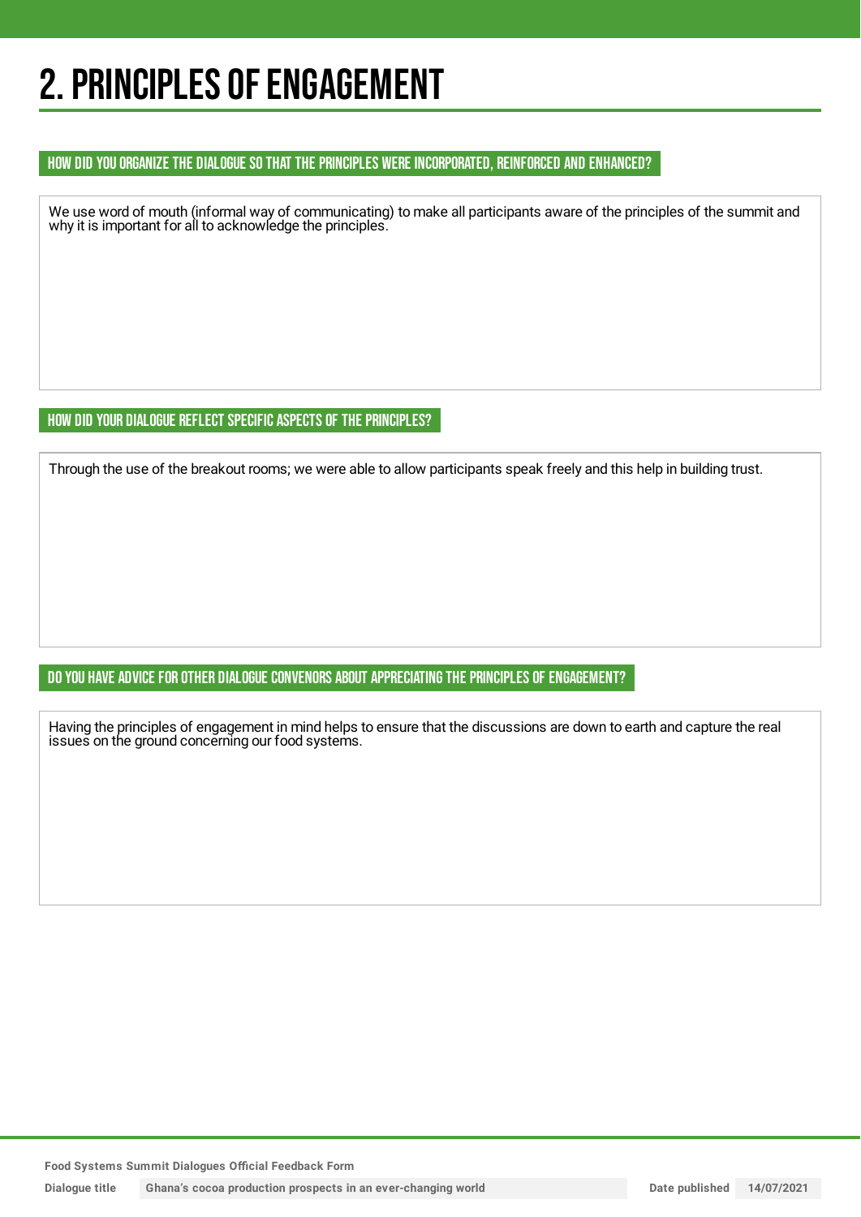# 2. PRINCIPLES OF ENGAGEMENT

### HOW DID YOU ORGANIZE THE DIALOGUE SO THAT THE PRINCIPLES WERE INCORPORATED, REINFORCED AND ENHANCED?

We use word of mouth (informal way of communicating) to make all participants aware of the principles of the summit and why it is important for all to acknowledge the principles.

### HOW DID YOUR DIALOGUE REFLECT SPECIFIC ASPECTS OF THE PRINCIPLES?

Through the use of the breakout rooms; we were able to allow participants speak freely and this help in building trust.

### DO YOU HAVE ADVICE FOR OTHER DIALOGUE CONVENORS ABOUT APPRECIATING THE PRINCIPLES OF ENGAGEMENT?

Having the principles of engagement in mind helps to ensure that the discussions are down to earth and capture the real issues on the ground concerning our food systems.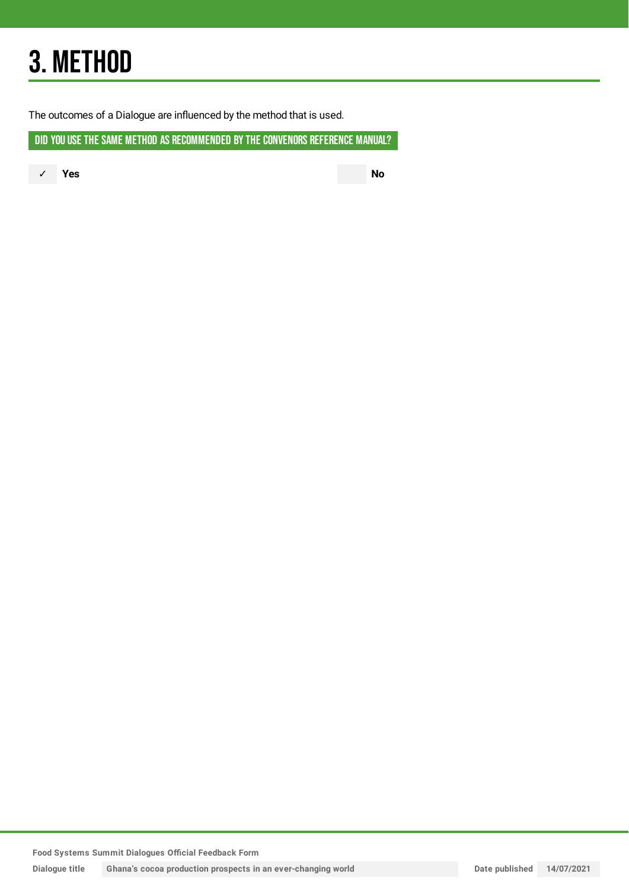# 3. METHOD

The outcomes of a Dialogue are influenced by the method that is used.

## DID YOU USE THE SAME METHOD AS RECOMMENDED BY THE CONVENORS REFERENCE MANUAL?

✓ **Yes**

**No**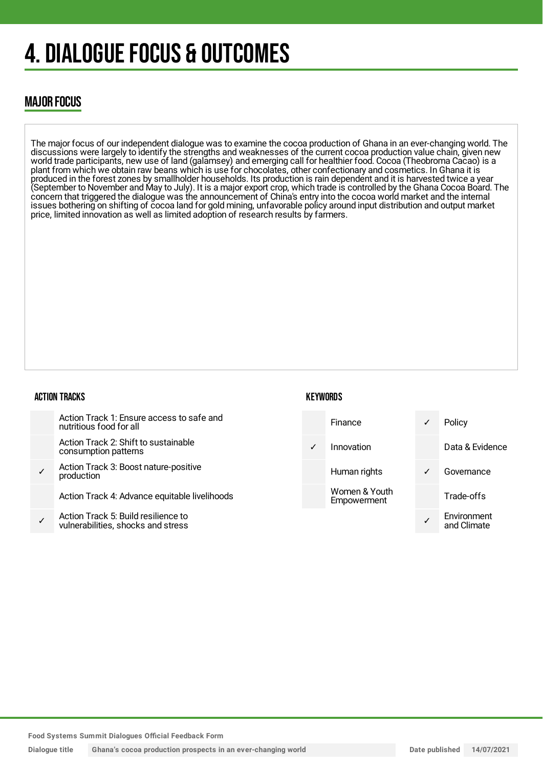# 4. DIALOGUE FOCUS & OUTCOMES

## MAJOR FOCUS

The major focus of our independent dialogue was to examine the cocoa production of Ghana in an ever-changing world. The discussions were largely to identify the strengths and weaknesses of the current cocoa production value chain, given new world trade participants, new use of land (galamsey) and emerging call for healthier food. Cocoa (Theobroma Cacao) is a plant from which we obtain raw beans which is use for chocolates, other confectionary and cosmetics. In Ghana it is produced in the forest zones by smallholder households. Its production is rain dependent and it is harvested twice a year (September to November and May to July). It is a major export crop, which trade is controlled by the Ghana Cocoa Board. The concern that triggered the dialogue was the announcement of China's entry into the cocoa world market and the internal issues bothering on shifting of cocoa land for gold mining, unfavorable policy around input distribution and output market price, limited innovation as well as limited adoption of research results by farmers.

### ACTION TRACKS

| | |
|---|---|
| | Action Track 1: Ensure access to safe and nutritious food for all |
| | Action Track 2: Shift to sustainable consumption patterns |
| ✓ | Action Track 3: Boost nature-positive production |
| | Action Track 4: Advance equitable livelihoods |
| ✓ | Action Track 5: Build resilience to vulnerabilities, shocks and stress |

### KEYWORDS

| | | | |
|---|---|---|---|
| | Finance | ✓ | Policy |
| ✓ | Innovation | | Data & Evidence |
| | Human rights | ✓ | Governance |
| | Women & Youth Empowerment | | Trade-offs |
| | | ✓ | Environment and Climate |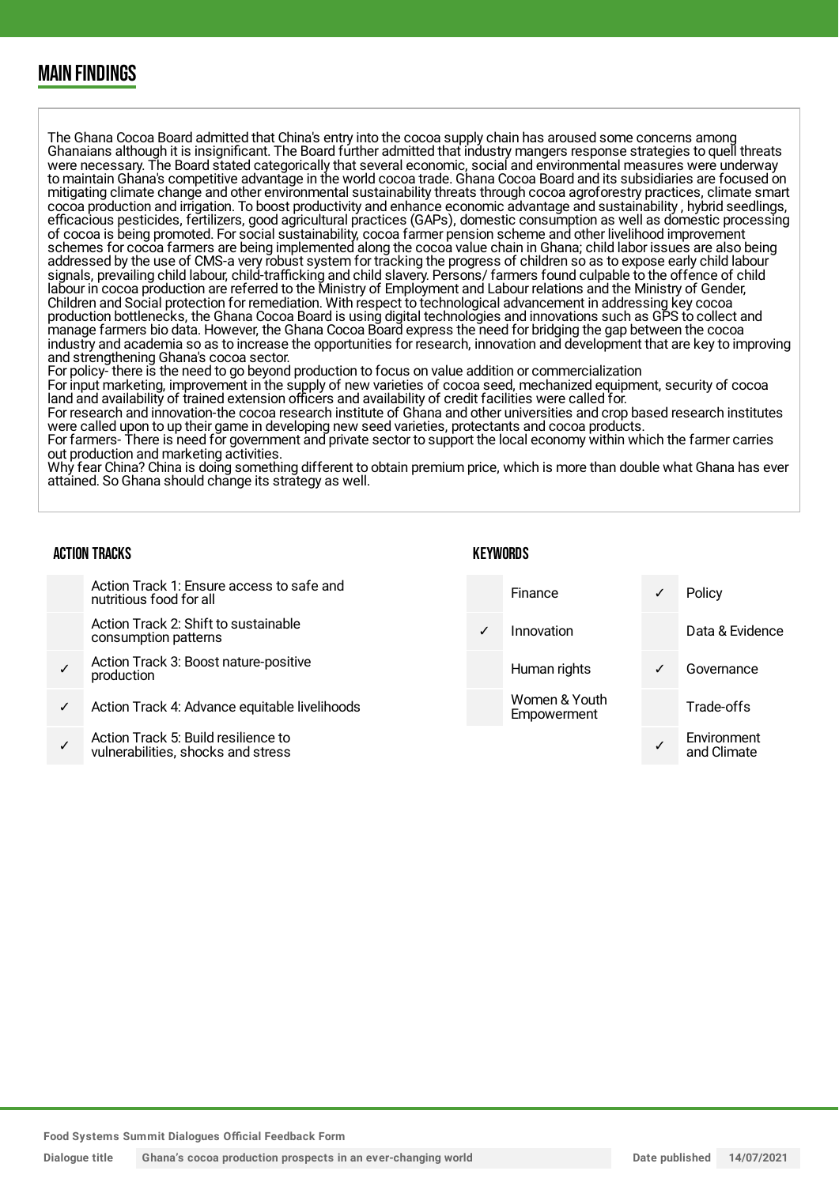## MAIN FINDINGS

The Ghana Cocoa Board admitted that China's entry into the cocoa supply chain has aroused some concerns among Ghanaians although it is insignificant. The Board further admitted that industry mangers response strategies to quell threats were necessary. The Board stated categorically that several economic, social and environmental measures were underway to maintain Ghana's competitive advantage in the world cocoa trade. Ghana Cocoa Board and its subsidiaries are focused on mitigating climate change and other environmental sustainability threats through cocoa agroforestry practices, climate smart cocoa production and irrigation. To boost productivity and enhance economic advantage and sustainability , hybrid seedlings, efficacious pesticides, fertilizers, good agricultural practices (GAPs), domestic consumption as well as domestic processing of cocoa is being promoted. For social sustainability, cocoa farmer pension scheme and other livelihood improvement schemes for cocoa farmers are being implemented along the cocoa value chain in Ghana; child labor issues are also being addressed by the use of CMS-a very robust system for tracking the progress of children so as to expose early child labour signals, prevailing child labour, child-trafficking and child slavery. Persons/ farmers found culpable to the offence of child labour in cocoa production are referred to the Ministry of Employment and Labour relations and the Ministry of Gender, Children and Social protection for remediation. With respect to technological advancement in addressing key cocoa production bottlenecks, the Ghana Cocoa Board is using digital technologies and innovations such as GPS to collect and manage farmers bio data. However, the Ghana Cocoa Board express the need for bridging the gap between the cocoa industry and academia so as to increase the opportunities for research, innovation and development that are key to improving and strengthening Ghana's cocoa sector.
For policy- there is the need to go beyond production to focus on value addition or commercialization
For input marketing, improvement in the supply of new varieties of cocoa seed, mechanized equipment, security of cocoa land and availability of trained extension officers and availability of credit facilities were called for.
For research and innovation-the cocoa research institute of Ghana and other universities and crop based research institutes were called upon to up their game in developing new seed varieties, protectants and cocoa products.
For farmers- There is need for government and private sector to support the local economy within which the farmer carries out production and marketing activities.
Why fear China? China is doing something different to obtain premium price, which is more than double what Ghana has ever attained. So Ghana should change its strategy as well.

### ACTION TRACKS

| | |
|---|---|
| | Action Track 1: Ensure access to safe and nutritious food for all |
| | Action Track 2: Shift to sustainable consumption patterns |
| ✓ | Action Track 3: Boost nature-positive production |
| ✓ | Action Track 4: Advance equitable livelihoods |
| ✓ | Action Track 5: Build resilience to vulnerabilities, shocks and stress |

### KEYWORDS

| | | | |
|---|---|---|---|
| | Finance | ✓ | Policy |
| ✓ | Innovation | | Data & Evidence |
| | Human rights | ✓ | Governance |
| | Women & Youth Empowerment | | Trade-offs |
| | | ✓ | Environment and Climate |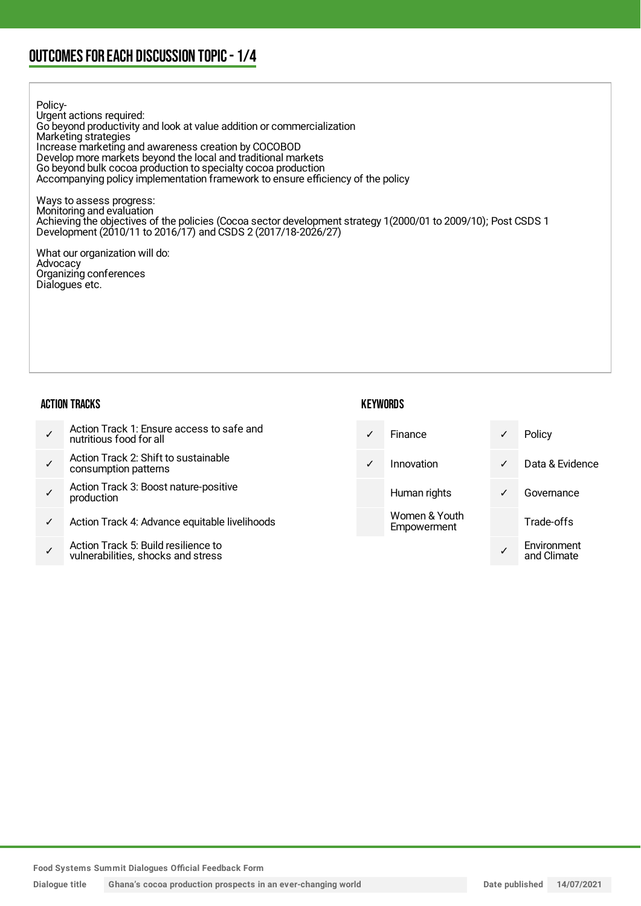## OUTCOMES FOR EACH DISCUSSION TOPIC - 1/4

Policy-
Urgent actions required:
Go beyond productivity and look at value addition or commercialization
Marketing strategies
Increase marketing and awareness creation by COCOBOD
Develop more markets beyond the local and traditional markets
Go beyond bulk cocoa production to specialty cocoa production
Accompanying policy implementation framework to ensure efficiency of the policy

Ways to assess progress:
Monitoring and evaluation
Achieving the objectives of the policies (Cocoa sector development strategy 1(2000/01 to 2009/10); Post CSDS 1 Development (2010/11 to 2016/17) and CSDS 2 (2017/18-2026/27)

What our organization will do:
Advocacy
Organizing conferences
Dialogues etc.

### ACTION TRACKS

| | |
|---|---|
| ✓ | Action Track 1: Ensure access to safe and nutritious food for all |
| ✓ | Action Track 2: Shift to sustainable consumption patterns |
| ✓ | Action Track 3: Boost nature-positive production |
| ✓ | Action Track 4: Advance equitable livelihoods |
| ✓ | Action Track 5: Build resilience to vulnerabilities, shocks and stress |

### KEYWORDS

| | | | |
|---|---|---|---|
| ✓ | Finance | ✓ | Policy |
| ✓ | Innovation | ✓ | Data & Evidence |
| | Human rights | ✓ | Governance |
| | Women & Youth Empowerment | | Trade-offs |
| | | ✓ | Environment and Climate |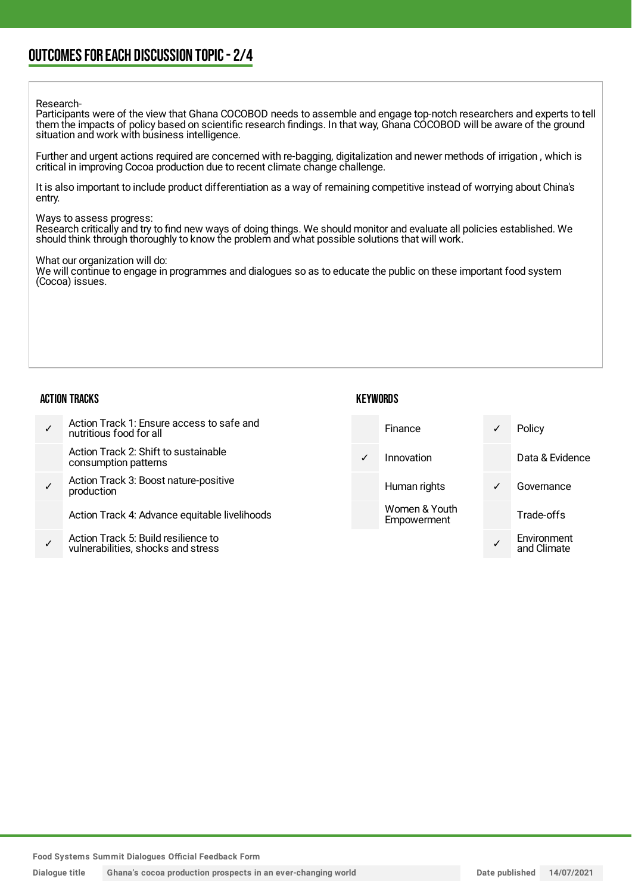## OUTCOMES FOR EACH DISCUSSION TOPIC - 2/4

Research-
Participants were of the view that Ghana COCOBOD needs to assemble and engage top-notch researchers and experts to tell them the impacts of policy based on scientific research findings. In that way, Ghana COCOBOD will be aware of the ground situation and work with business intelligence.

Further and urgent actions required are concerned with re-bagging, digitalization and newer methods of irrigation , which is critical in improving Cocoa production due to recent climate change challenge.

It is also important to include product differentiation as a way of remaining competitive instead of worrying about China's entry.

Ways to assess progress:
Research critically and try to find new ways of doing things. We should monitor and evaluate all policies established. We should think through thoroughly to know the problem and what possible solutions that will work.

What our organization will do:
We will continue to engage in programmes and dialogues so as to educate the public on these important food system (Cocoa) issues.

### ACTION TRACKS

| | |
|---|---|
| ✓ | Action Track 1: Ensure access to safe and nutritious food for all |
| | Action Track 2: Shift to sustainable consumption patterns |
| ✓ | Action Track 3: Boost nature-positive production |
| | Action Track 4: Advance equitable livelihoods |
| ✓ | Action Track 5: Build resilience to vulnerabilities, shocks and stress |

### KEYWORDS

| | | | |
|---|---|---|---|
| | Finance | ✓ | Policy |
| ✓ | Innovation | | Data & Evidence |
| | Human rights | ✓ | Governance |
| | Women & Youth Empowerment | | Trade-offs |
| | | ✓ | Environment and Climate |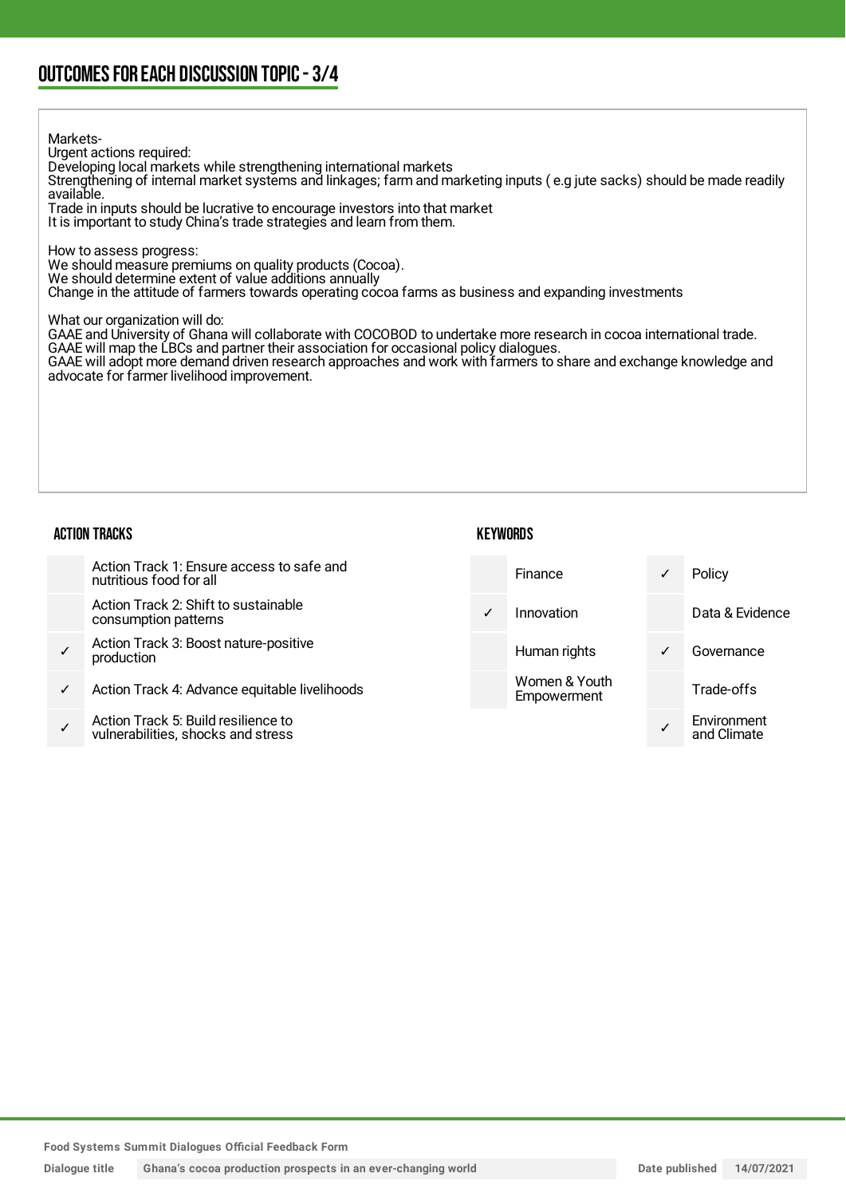## OUTCOMES FOR EACH DISCUSSION TOPIC - 3/4

Markets-
Urgent actions required:
Developing local markets while strengthening international markets
Strengthening of internal market systems and linkages; farm and marketing inputs ( e.g jute sacks) should be made readily available.
Trade in inputs should be lucrative to encourage investors into that market
It is important to study China's trade strategies and learn from them.

How to assess progress:
We should measure premiums on quality products (Cocoa).
We should determine extent of value additions annually
Change in the attitude of farmers towards operating cocoa farms as business and expanding investments

What our organization will do:
GAAE and University of Ghana will collaborate with COCOBOD to undertake more research in cocoa international trade.
GAAE will map the LBCs and partner their association for occasional policy dialogues.
GAAE will adopt more demand driven research approaches and work with farmers to share and exchange knowledge and advocate for farmer livelihood improvement.

### ACTION TRACKS

| | |
|---|---|
| | Action Track 1: Ensure access to safe and nutritious food for all |
| | Action Track 2: Shift to sustainable consumption patterns |
| ✓ | Action Track 3: Boost nature-positive production |
| ✓ | Action Track 4: Advance equitable livelihoods |
| ✓ | Action Track 5: Build resilience to vulnerabilities, shocks and stress |

### KEYWORDS

| | | | |
|---|---|---|---|
| | Finance | ✓ | Policy |
| ✓ | Innovation | | Data & Evidence |
| | Human rights | ✓ | Governance |
| | Women & Youth Empowerment | | Trade-offs |
| | | ✓ | Environment and Climate |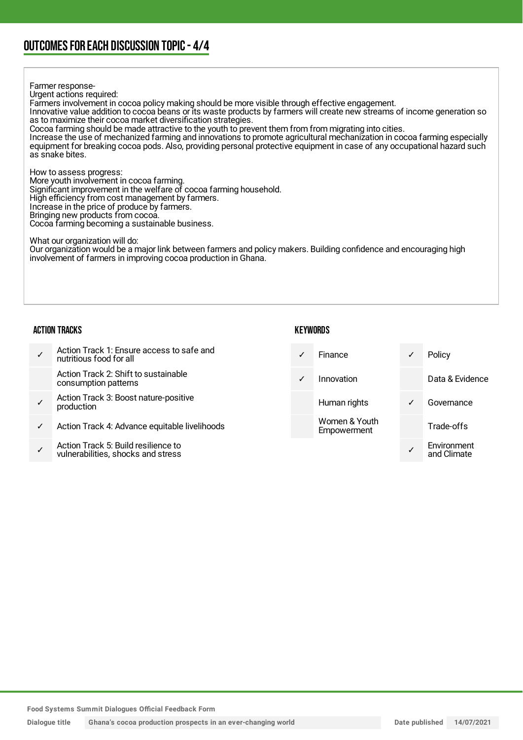## OUTCOMES FOR EACH DISCUSSION TOPIC - 4/4

Farmer response-
Urgent actions required:
Farmers involvement in cocoa policy making should be more visible through effective engagement.
Innovative value addition to cocoa beans or its waste products by farmers will create new streams of income generation so as to maximize their cocoa market diversification strategies.
Cocoa farming should be made attractive to the youth to prevent them from from migrating into cities.
Increase the use of mechanized farming and innovations to promote agricultural mechanization in cocoa farming especially equipment for breaking cocoa pods. Also, providing personal protective equipment in case of any occupational hazard such as snake bites.

How to assess progress:
More youth involvement in cocoa farming.
Significant improvement in the welfare of cocoa farming household.
High efficiency from cost management by farmers.
Increase in the price of produce by farmers.
Bringing new products from cocoa.
Cocoa farming becoming a sustainable business.

What our organization will do:
Our organization would be a major link between farmers and policy makers. Building confidence and encouraging high involvement of farmers in improving cocoa production in Ghana.

### ACTION TRACKS

| | |
|---|---|
| ✓ | Action Track 1: Ensure access to safe and nutritious food for all |
| | Action Track 2: Shift to sustainable consumption patterns |
| ✓ | Action Track 3: Boost nature-positive production |
| ✓ | Action Track 4: Advance equitable livelihoods |
| ✓ | Action Track 5: Build resilience to vulnerabilities, shocks and stress |

### KEYWORDS

| | | | |
|---|---|---|---|
| ✓ | Finance | ✓ | Policy |
| ✓ | Innovation | | Data & Evidence |
| | Human rights | ✓ | Governance |
| | Women & Youth Empowerment | | Trade-offs |
| | | ✓ | Environment and Climate |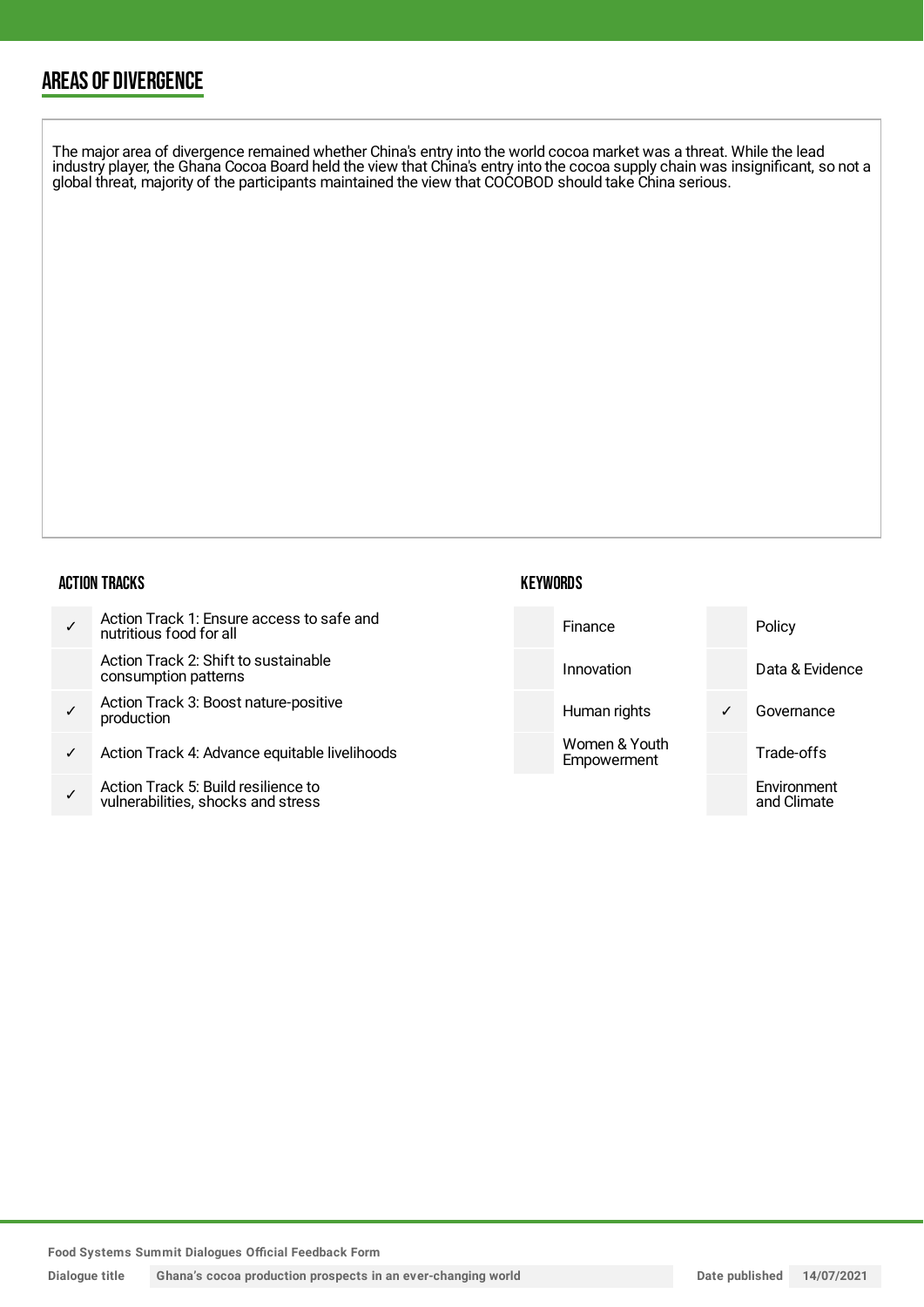## AREAS OF DIVERGENCE

The major area of divergence remained whether China's entry into the world cocoa market was a threat. While the lead industry player, the Ghana Cocoa Board held the view that China's entry into the cocoa supply chain was insignificant, so not a global threat, majority of the participants maintained the view that COCOBOD should take China serious.

### ACTION TRACKS

| | |
|---|---|
| ✓ | Action Track 1: Ensure access to safe and nutritious food for all |
| | Action Track 2: Shift to sustainable consumption patterns |
| ✓ | Action Track 3: Boost nature-positive production |
| ✓ | Action Track 4: Advance equitable livelihoods |
| ✓ | Action Track 5: Build resilience to vulnerabilities, shocks and stress |

### KEYWORDS

| | | | |
|---|---|---|---|
| | Finance | | Policy |
| | Innovation | | Data & Evidence |
| | Human rights | ✓ | Governance |
| | Women & Youth Empowerment | | Trade-offs |
| | | | Environment and Climate |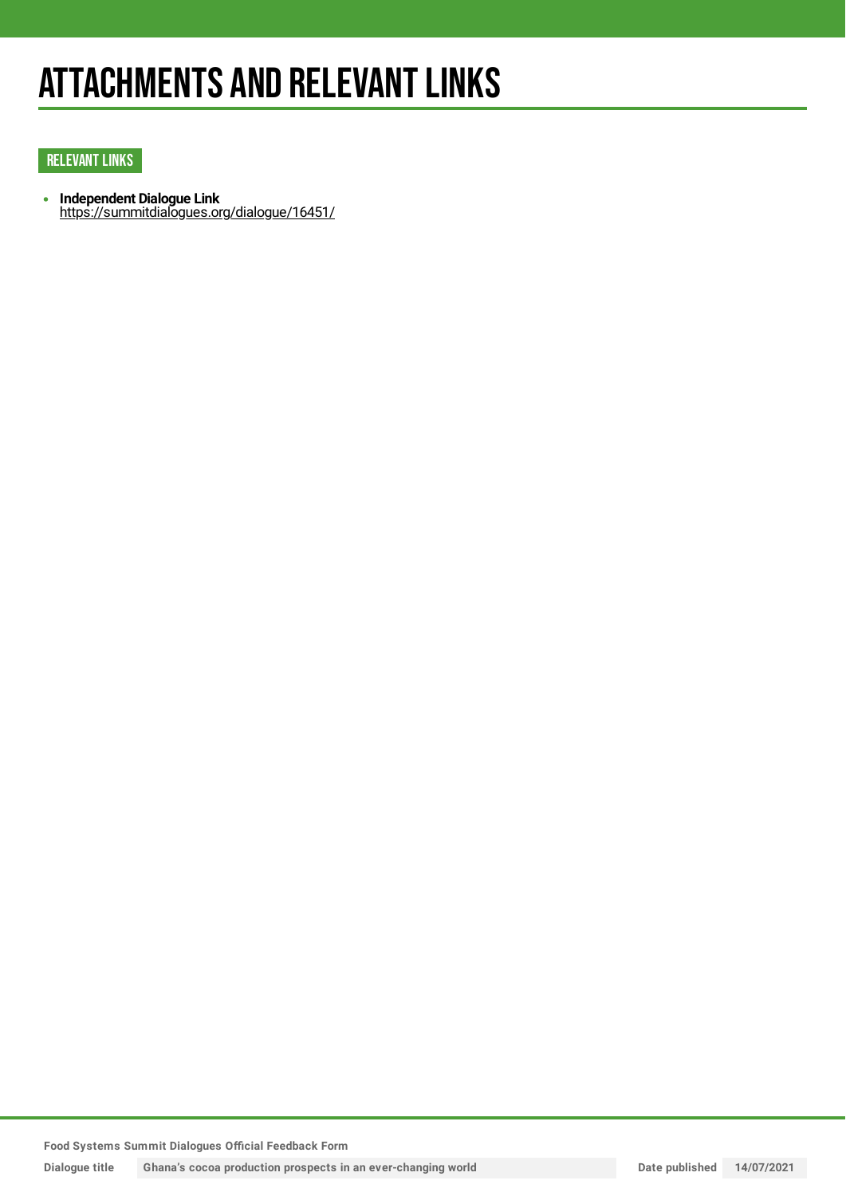# ATTACHMENTS AND RELEVANT LINKS

## RELEVANT LINKS

- **Independent Dialogue Link**
  https://summitdialogues.org/dialogue/16451/